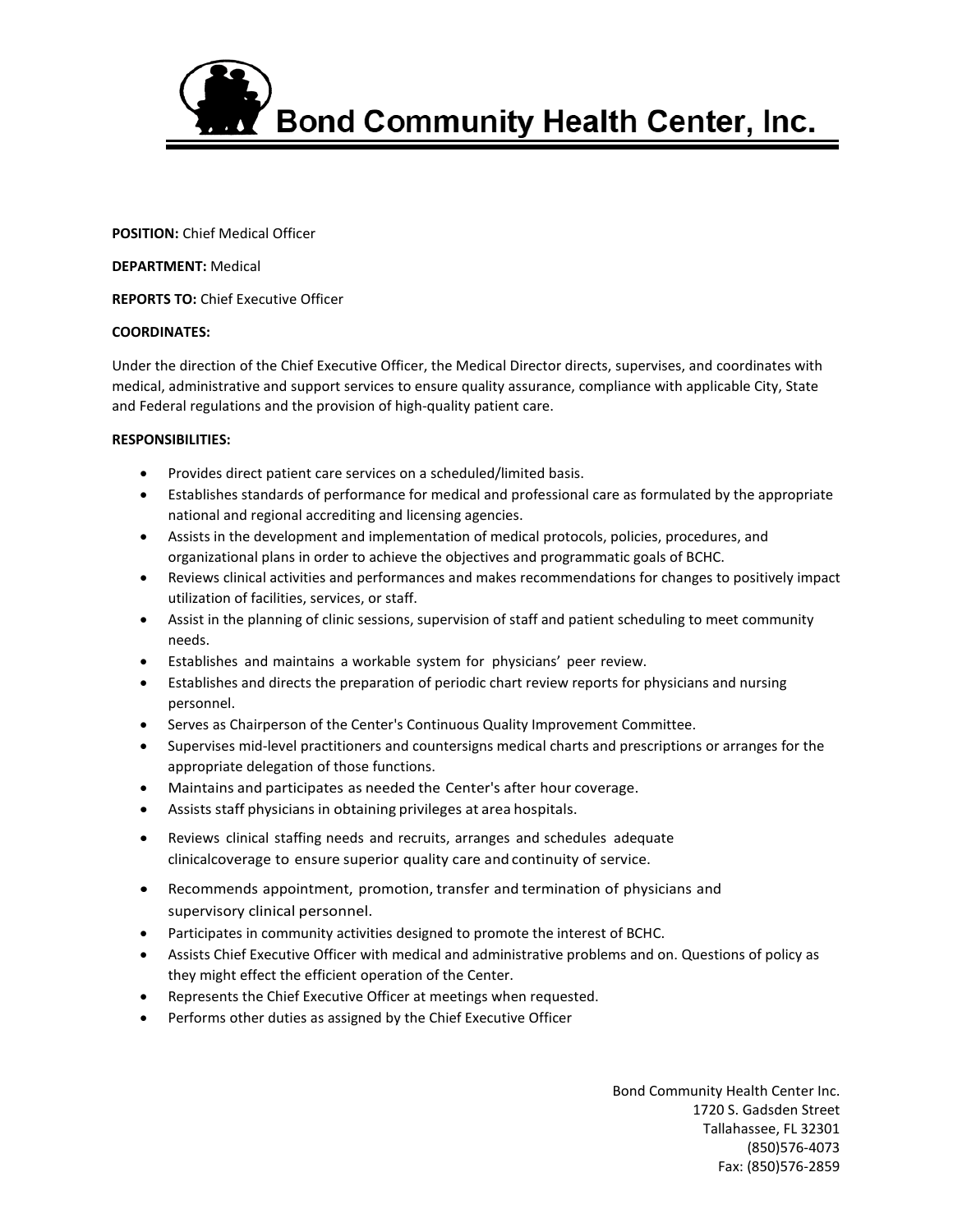# Bond Community Health Center, Inc.

**POSITION:** Chief Medical Officer

**DEPARTMENT:** Medical

**REPORTS TO:** Chief Executive Officer

**COORDINATES:**

Under the direction of the Chief Executive Officer, the Medical Director directs, supervises, and coordinates with medical, administrative and support services to ensure quality assurance, compliance with applicable City, State and Federal regulations and the provision of high-quality patient care.

**RESPONSIBILITIES:**

- Provides direct patient care services on a scheduled/limited basis.
- Establishes standards of performance for medical and professional care as formulated by the appropriate national and regional accrediting and licensing agencies.
- Assists in the development and implementation of medical protocols, policies, procedures, and organizational plans in order to achieve the objectives and programmatic goals of BCHC.
- Reviews clinical activities and performances and makes recommendations for changes to positively impact utilization of facilities, services, or staff.
- Assist in the planning of clinic sessions, supervision of staff and patient scheduling to meet community needs.
- Establishes and maintains a workable system for physicians' peer review.
- Establishes and directs the preparation of periodic chart review reports for physicians and nursing personnel.
- Serves as Chairperson of the Center's Continuous Quality Improvement Committee.
- Supervises mid-level practitioners and countersigns medical charts and prescriptions or arranges for the appropriate delegation of those functions.
- Maintains and participates as needed the Center's after hour coverage.
- Assists staff physicians in obtaining privileges at area hospitals.
- Reviews clinical staffing needs and recruits, arranges and schedules adequate clinicalcoverage to ensure superior quality care and continuity of service.
- Recommends appointment, promotion, transfer and termination of physicians and supervisory clinical personnel.
- Participates in community activities designed to promote the interest of BCHC.
- Assists Chief Executive Officer with medical and administrative problems and on. Questions of policy as they might effect the efficient operation of the Center.
- Represents the Chief Executive Officer at meetings when requested.
- Performs other duties as assigned by the Chief Executive Officer

Bond Community Health Center Inc.
1720 S. Gadsden Street
Tallahassee, FL 32301
(850)576-4073
Fax: (850)576-2859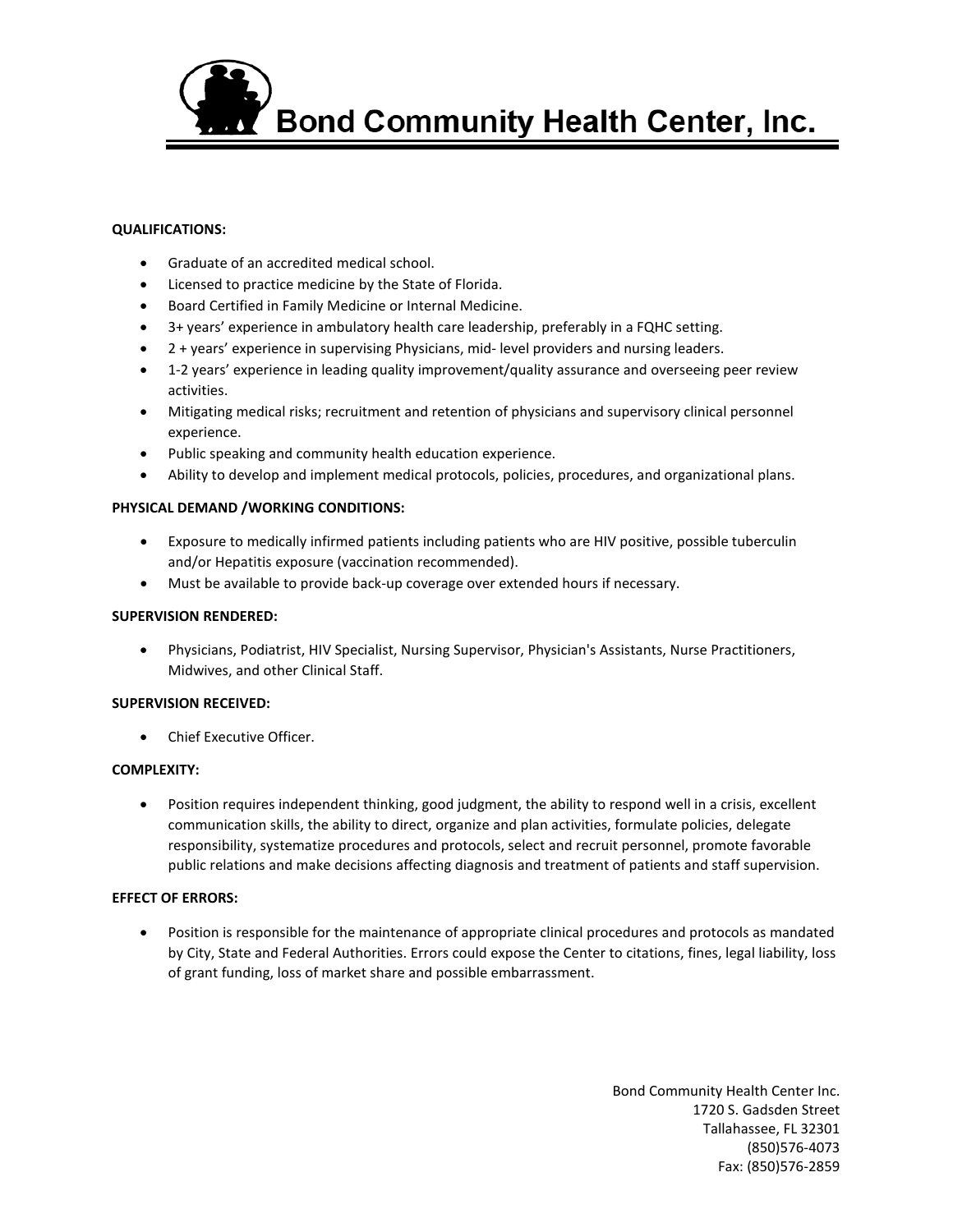# Bond Community Health Center, Inc.

**QUALIFICATIONS:**

- Graduate of an accredited medical school.
- Licensed to practice medicine by the State of Florida.
- Board Certified in Family Medicine or Internal Medicine.
- 3+ years' experience in ambulatory health care leadership, preferably in a FQHC setting.
- 2 + years' experience in supervising Physicians, mid- level providers and nursing leaders.
- 1-2 years' experience in leading quality improvement/quality assurance and overseeing peer review activities.
- Mitigating medical risks; recruitment and retention of physicians and supervisory clinical personnel experience.
- Public speaking and community health education experience.
- Ability to develop and implement medical protocols, policies, procedures, and organizational plans.

**PHYSICAL DEMAND /WORKING CONDITIONS:**

- Exposure to medically infirmed patients including patients who are HIV positive, possible tuberculin and/or Hepatitis exposure (vaccination recommended).
- Must be available to provide back-up coverage over extended hours if necessary.

**SUPERVISION RENDERED:**

- Physicians, Podiatrist, HIV Specialist, Nursing Supervisor, Physician's Assistants, Nurse Practitioners, Midwives, and other Clinical Staff.

**SUPERVISION RECEIVED:**

- Chief Executive Officer.

**COMPLEXITY:**

- Position requires independent thinking, good judgment, the ability to respond well in a crisis, excellent communication skills, the ability to direct, organize and plan activities, formulate policies, delegate responsibility, systematize procedures and protocols, select and recruit personnel, promote favorable public relations and make decisions affecting diagnosis and treatment of patients and staff supervision.

**EFFECT OF ERRORS:**

- Position is responsible for the maintenance of appropriate clinical procedures and protocols as mandated by City, State and Federal Authorities. Errors could expose the Center to citations, fines, legal liability, loss of grant funding, loss of market share and possible embarrassment.

Bond Community Health Center Inc.
1720 S. Gadsden Street
Tallahassee, FL 32301
(850)576-4073
Fax: (850)576-2859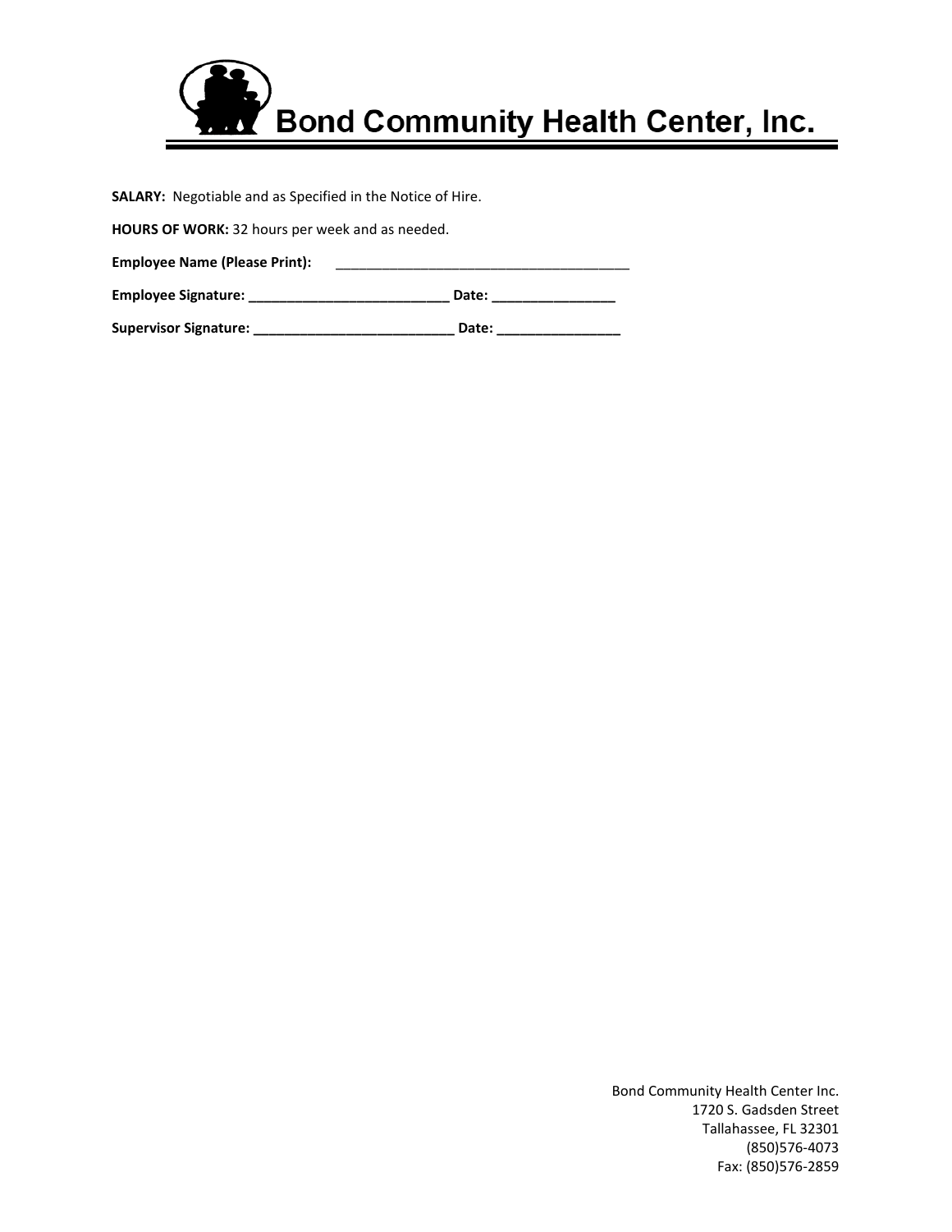**SALARY:** Negotiable and as Specified in the Notice of Hire.

**HOURS OF WORK:** 32 hours per week and as needed.

**Employee Name (Please Print):** ______________________________________

**Employee Signature: __________________________ Date: ________________**

**Supervisor Signature: __________________________ Date: ________________**

Bond Community Health Center Inc.
1720 S. Gadsden Street
Tallahassee, FL 32301
(850)576-4073
Fax: (850)576-2859